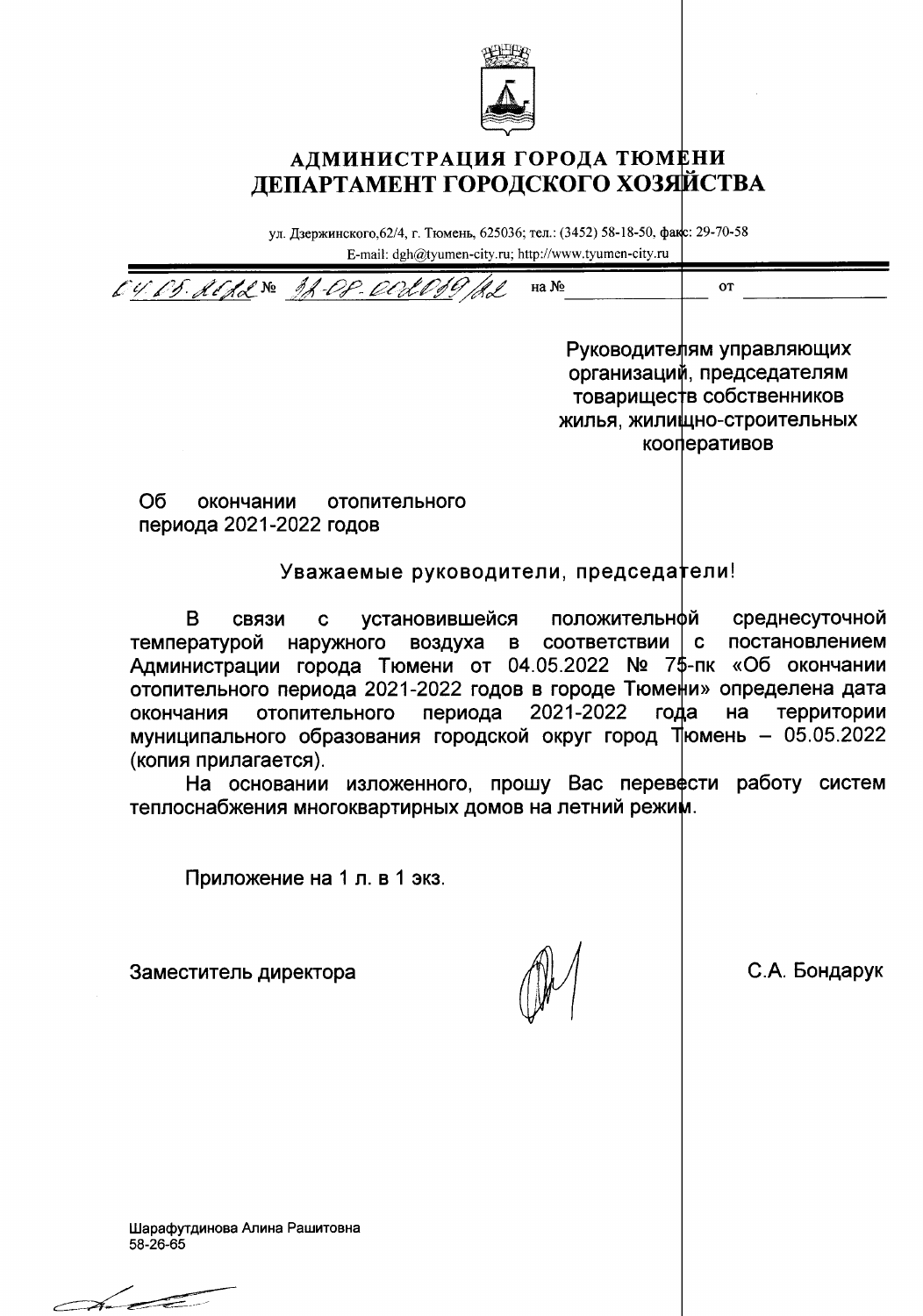# АДМИНИСТРАЦИЯ ГОРОДА ТЮМЕНИ
# ДЕПАРТАМЕНТ ГОРОДСКОГО ХОЗЯЙСТВА

ул. Дзержинского,62/4, г. Тюмень, 625036; тел.: (3452) 58-18-50, факс: 29-70-58
E-mail: dgh@tyumen-city.ru; http://www.tyumen-city.ru

04.05.2022 № 32-08-002089/22 на № ____________ от ____________

Руководителям управляющих организаций, председателям товариществ собственников жилья, жилищно-строительных кооперативов

Об окончании отопительного периода 2021-2022 годов

Уважаемые руководители, председатели!

В связи с установившейся положительной среднесуточной температурой наружного воздуха в соответствии с постановлением Администрации города Тюмени от 04.05.2022 № 75-пк «Об окончании отопительного периода 2021-2022 годов в городе Тюмени» определена дата окончания отопительного периода 2021-2022 года на территории муниципального образования городской округ город Тюмень – 05.05.2022 (копия прилагается).

На основании изложенного, прошу Вас перевести работу систем теплоснабжения многоквартирных домов на летний режим.

Приложение на 1 л. в 1 экз.

Заместитель директора С.А. Бондарук

Шарафутдинова Алина Рашитовна
58-26-65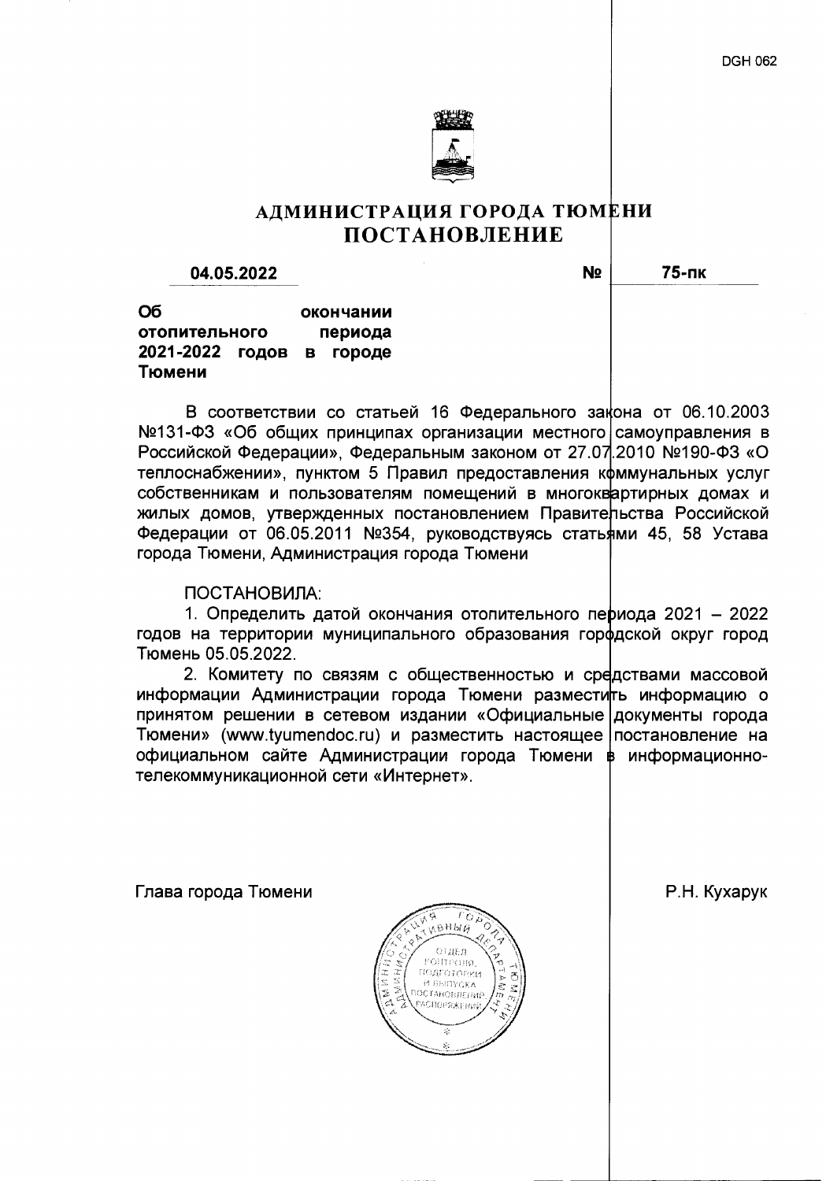DGH 062

# АДМИНИСТРАЦИЯ ГОРОДА ТЮМЕНИ

# ПОСТАНОВЛЕНИЕ

**04.05.2022** № **75-пк**

**Об окончании отопительного периода 2021-2022 годов в городе Тюмени**

В соответствии со статьей 16 Федерального закона от 06.10.2003 №131-ФЗ «Об общих принципах организации местного самоуправления в Российской Федерации», Федеральным законом от 27.07.2010 №190-ФЗ «О теплоснабжении», пунктом 5 Правил предоставления коммунальных услуг собственникам и пользователям помещений в многоквартирных домах и жилых домов, утвержденных постановлением Правительства Российской Федерации от 06.05.2011 №354, руководствуясь статьями 45, 58 Устава города Тюмени, Администрация города Тюмени

ПОСТАНОВИЛА:

1. Определить датой окончания отопительного периода 2021 – 2022 годов на территории муниципального образования городской округ город Тюмень 05.05.2022.

2. Комитету по связям с общественностью и средствами массовой информации Администрации города Тюмени разместить информацию о принятом решении в сетевом издании «Официальные документы города Тюмени» (www.tyumendoc.ru) и разместить настоящее постановление на официальном сайте Администрации города Тюмени в информационно-телекоммуникационной сети «Интернет».

Глава города Тюмени Р.Н. Кухарук